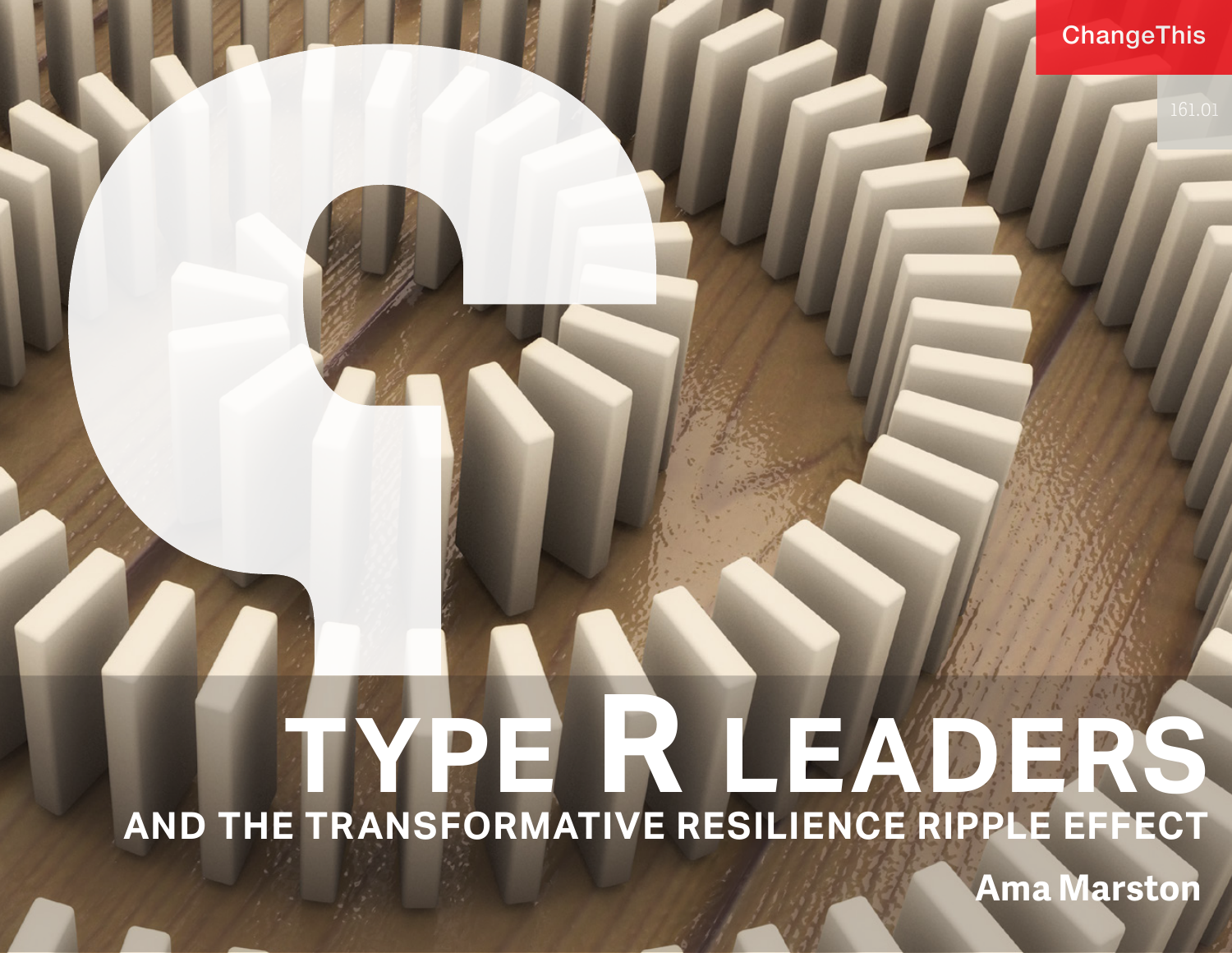ChangeThis

161.01

# TYPE R LEADERS

## AND THE TRANSFORMATIVE RESILIENCE RIPPLE EFFECT

**Ama Marston**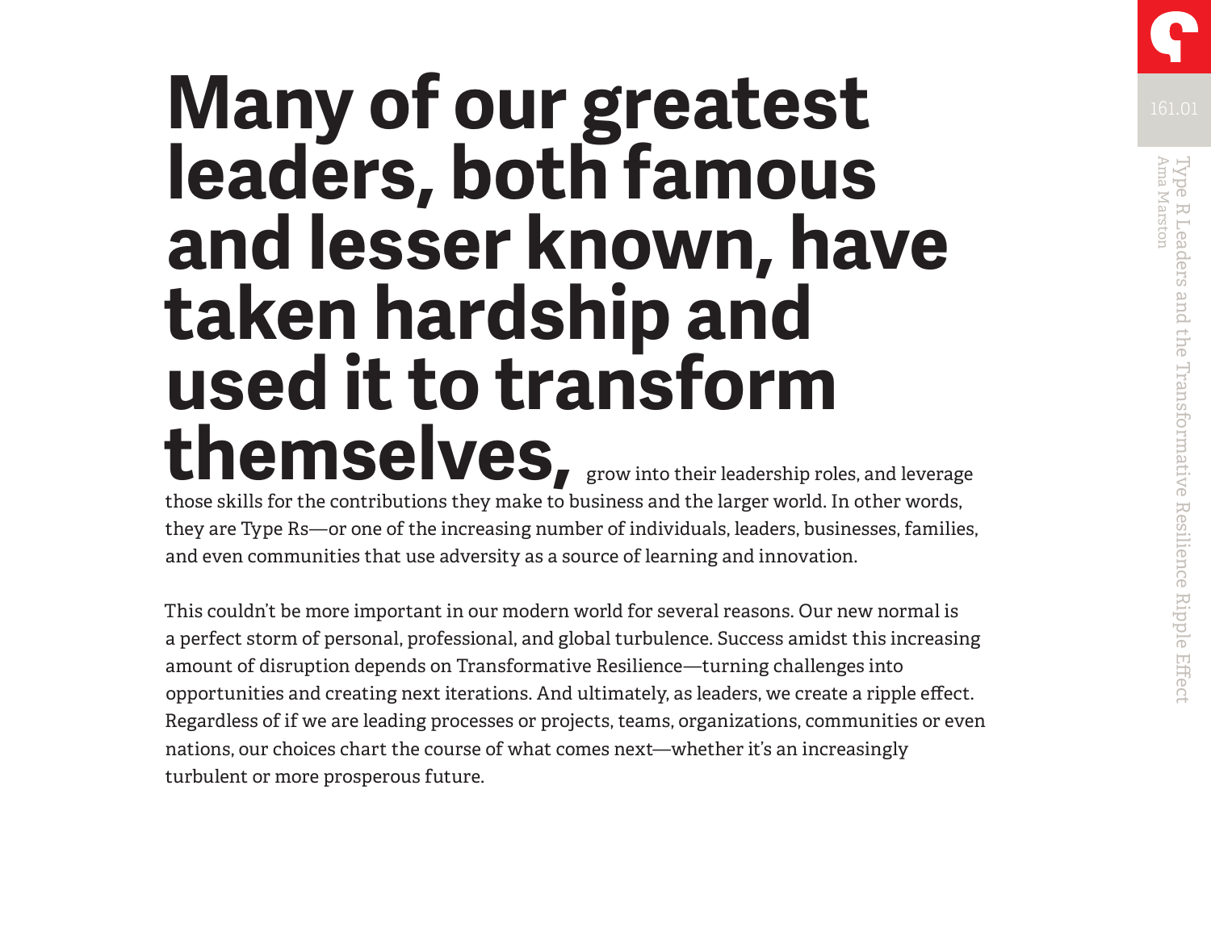**Many of our greatest leaders, both famous and lesser known, have taken hardship and used it to transform themselves,** grow into their leadership roles, and leverage those skills for the contributions they make to business and the larger world. In other words, they are Type Rs—or one of the increasing number of individuals, leaders, businesses, families, and even communities that use adversity as a source of learning and innovation.

This couldn't be more important in our modern world for several reasons. Our new normal is a perfect storm of personal, professional, and global turbulence. Success amidst this increasing amount of disruption depends on Transformative Resilience—turning challenges into opportunities and creating next iterations. And ultimately, as leaders, we create a ripple effect. Regardless of if we are leading processes or projects, teams, organizations, communities or even nations, our choices chart the course of what comes next—whether it's an increasingly turbulent or more prosperous future.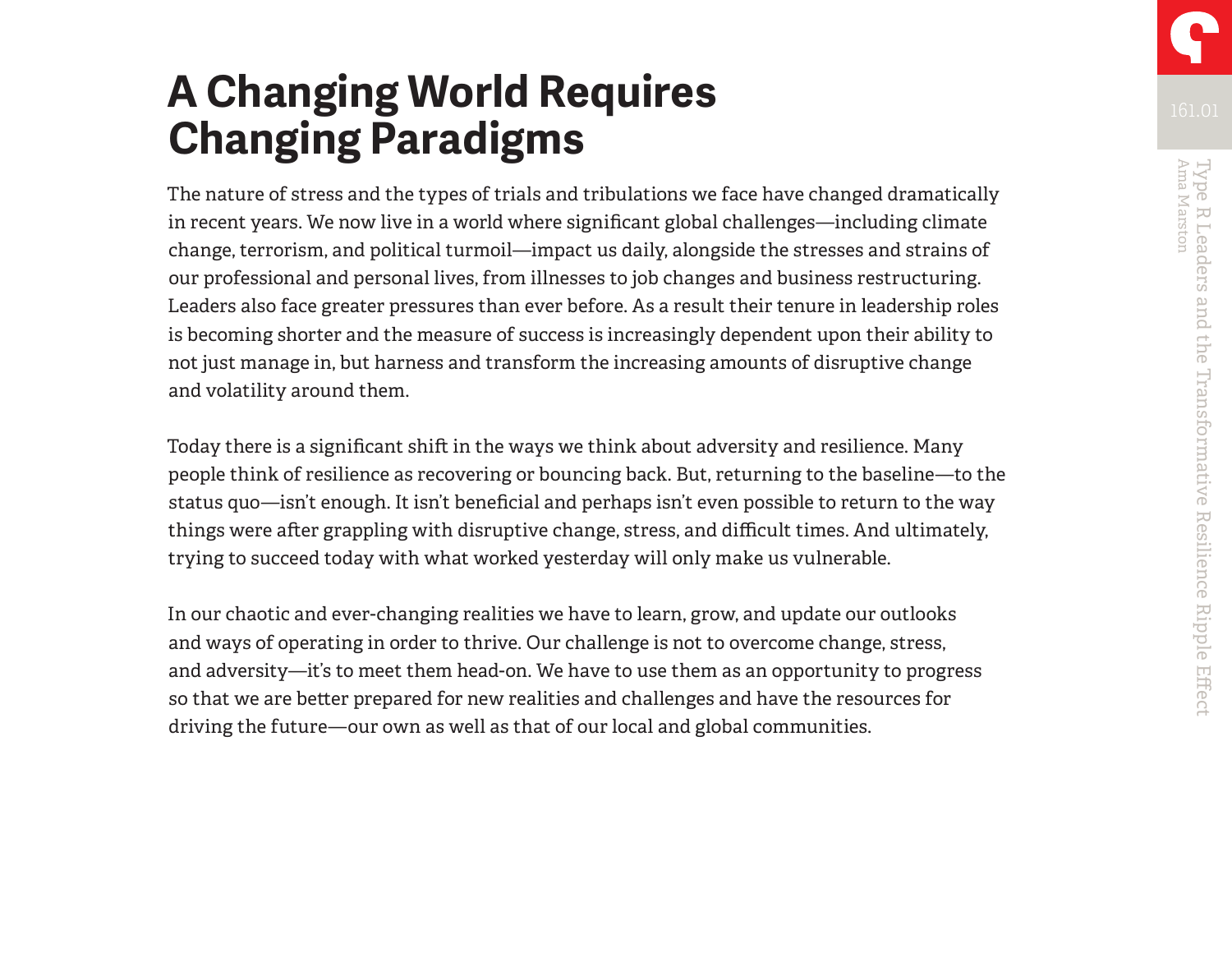# A Changing World Requires Changing Paradigms

The nature of stress and the types of trials and tribulations we face have changed dramatically in recent years. We now live in a world where significant global challenges—including climate change, terrorism, and political turmoil—impact us daily, alongside the stresses and strains of our professional and personal lives, from illnesses to job changes and business restructuring. Leaders also face greater pressures than ever before. As a result their tenure in leadership roles is becoming shorter and the measure of success is increasingly dependent upon their ability to not just manage in, but harness and transform the increasing amounts of disruptive change and volatility around them.

Today there is a significant shift in the ways we think about adversity and resilience. Many people think of resilience as recovering or bouncing back. But, returning to the baseline—to the status quo—isn't enough. It isn't beneficial and perhaps isn't even possible to return to the way things were after grappling with disruptive change, stress, and difficult times. And ultimately, trying to succeed today with what worked yesterday will only make us vulnerable.

In our chaotic and ever-changing realities we have to learn, grow, and update our outlooks and ways of operating in order to thrive. Our challenge is not to overcome change, stress, and adversity—it's to meet them head-on. We have to use them as an opportunity to progress so that we are better prepared for new realities and challenges and have the resources for driving the future—our own as well as that of our local and global communities.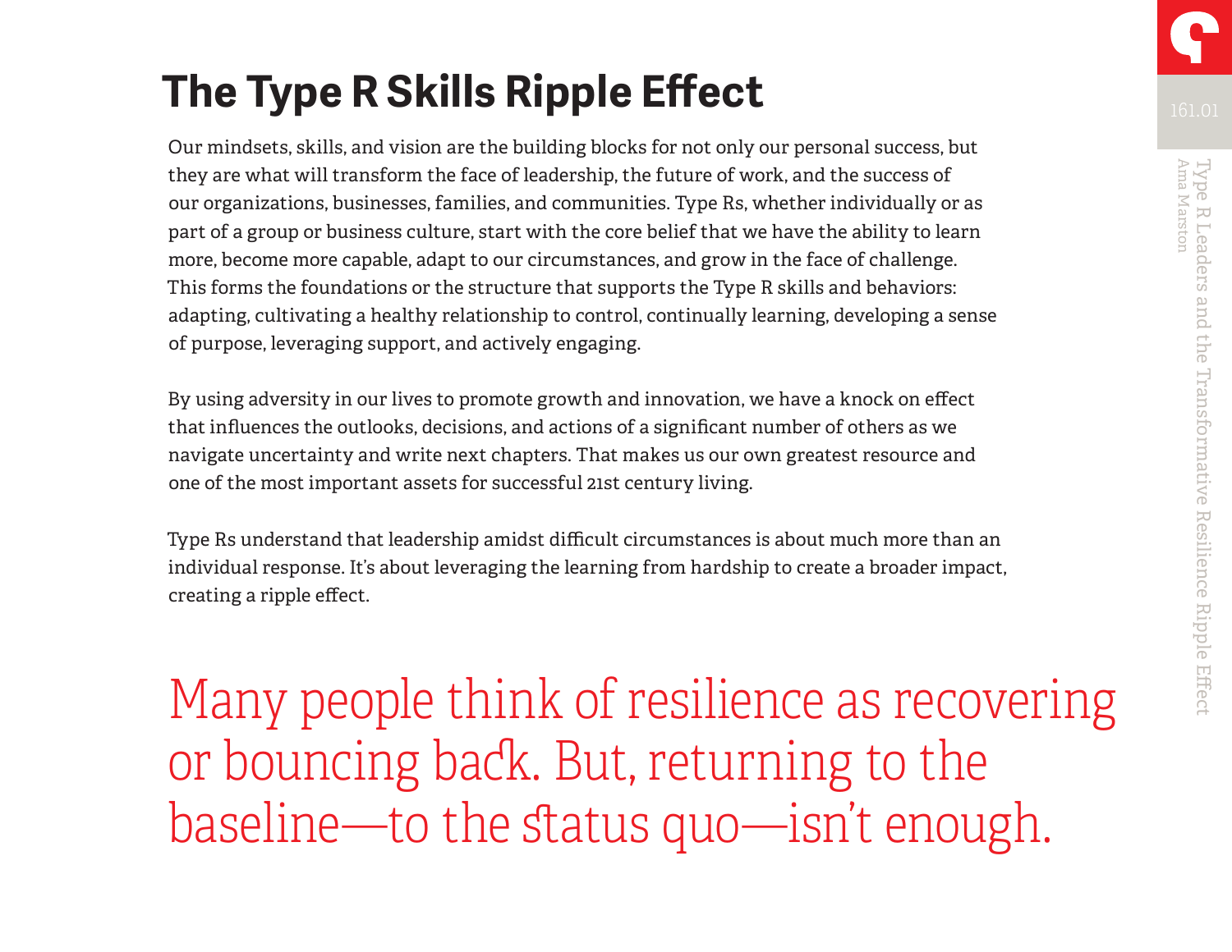# The Type R Skills Ripple Effect

Our mindsets, skills, and vision are the building blocks for not only our personal success, but they are what will transform the face of leadership, the future of work, and the success of our organizations, businesses, families, and communities. Type Rs, whether individually or as part of a group or business culture, start with the core belief that we have the ability to learn more, become more capable, adapt to our circumstances, and grow in the face of challenge. This forms the foundations or the structure that supports the Type R skills and behaviors: adapting, cultivating a healthy relationship to control, continually learning, developing a sense of purpose, leveraging support, and actively engaging.

By using adversity in our lives to promote growth and innovation, we have a knock on effect that influences the outlooks, decisions, and actions of a significant number of others as we navigate uncertainty and write next chapters. That makes us our own greatest resource and one of the most important assets for successful 21st century living.

Type Rs understand that leadership amidst difficult circumstances is about much more than an individual response. It's about leveraging the learning from hardship to create a broader impact, creating a ripple effect.

> Many people think of resilience as recovering or bouncing back. But, returning to the baseline—to the status quo—isn't enough.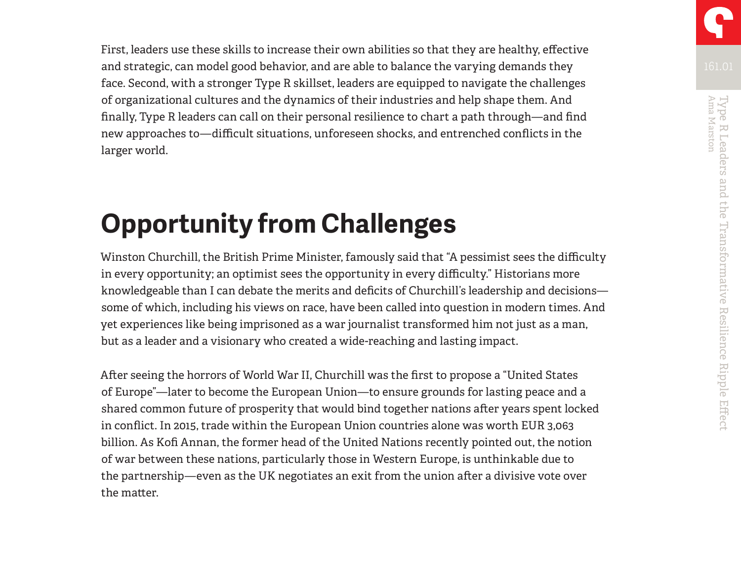First, leaders use these skills to increase their own abilities so that they are healthy, effective and strategic, can model good behavior, and are able to balance the varying demands they face. Second, with a stronger Type R skillset, leaders are equipped to navigate the challenges of organizational cultures and the dynamics of their industries and help shape them. And finally, Type R leaders can call on their personal resilience to chart a path through—and find new approaches to—difficult situations, unforeseen shocks, and entrenched conflicts in the larger world.

## Opportunity from Challenges

Winston Churchill, the British Prime Minister, famously said that "A pessimist sees the difficulty in every opportunity; an optimist sees the opportunity in every difficulty." Historians more knowledgeable than I can debate the merits and deficits of Churchill's leadership and decisions—some of which, including his views on race, have been called into question in modern times. And yet experiences like being imprisoned as a war journalist transformed him not just as a man, but as a leader and a visionary who created a wide-reaching and lasting impact.

After seeing the horrors of World War II, Churchill was the first to propose a "United States of Europe"—later to become the European Union—to ensure grounds for lasting peace and a shared common future of prosperity that would bind together nations after years spent locked in conflict. In 2015, trade within the European Union countries alone was worth EUR 3,063 billion. As Kofi Annan, the former head of the United Nations recently pointed out, the notion of war between these nations, particularly those in Western Europe, is unthinkable due to the partnership—even as the UK negotiates an exit from the union after a divisive vote over the matter.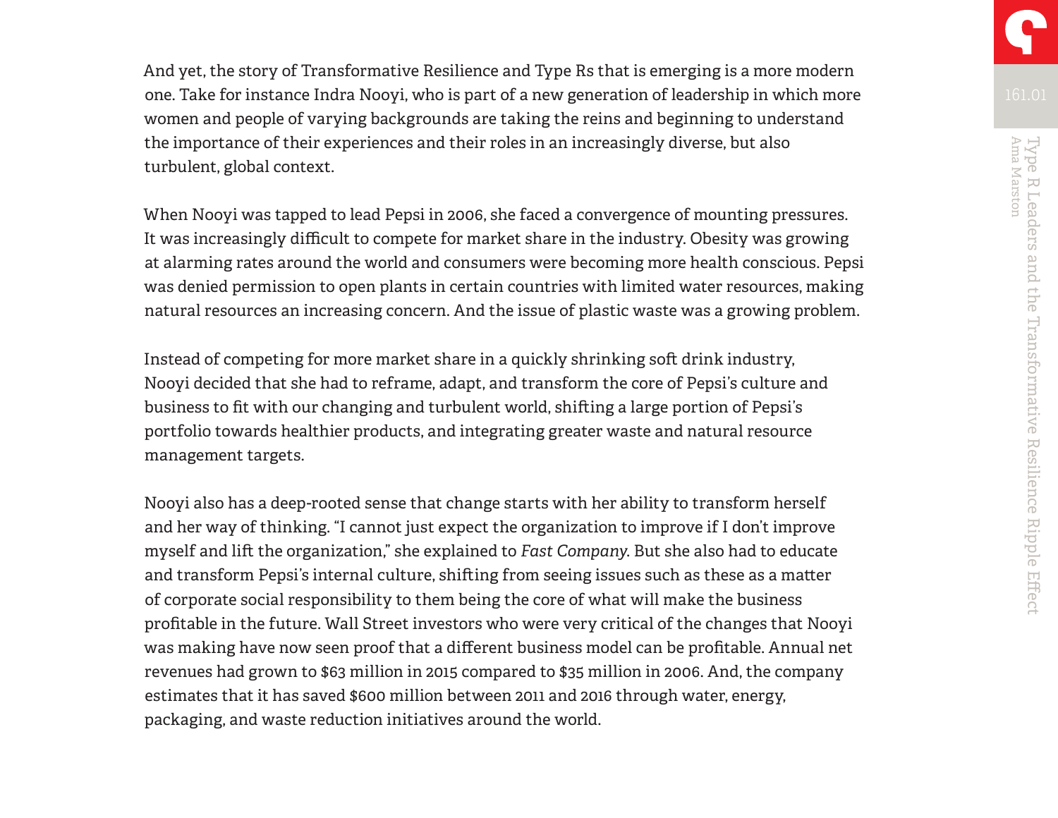And yet, the story of Transformative Resilience and Type Rs that is emerging is a more modern one. Take for instance Indra Nooyi, who is part of a new generation of leadership in which more women and people of varying backgrounds are taking the reins and beginning to understand the importance of their experiences and their roles in an increasingly diverse, but also turbulent, global context.

When Nooyi was tapped to lead Pepsi in 2006, she faced a convergence of mounting pressures. It was increasingly difficult to compete for market share in the industry. Obesity was growing at alarming rates around the world and consumers were becoming more health conscious. Pepsi was denied permission to open plants in certain countries with limited water resources, making natural resources an increasing concern. And the issue of plastic waste was a growing problem.

Instead of competing for more market share in a quickly shrinking soft drink industry, Nooyi decided that she had to reframe, adapt, and transform the core of Pepsi's culture and business to fit with our changing and turbulent world, shifting a large portion of Pepsi's portfolio towards healthier products, and integrating greater waste and natural resource management targets.

Nooyi also has a deep-rooted sense that change starts with her ability to transform herself and her way of thinking. "I cannot just expect the organization to improve if I don't improve myself and lift the organization," she explained to *Fast Company*. But she also had to educate and transform Pepsi's internal culture, shifting from seeing issues such as these as a matter of corporate social responsibility to them being the core of what will make the business profitable in the future. Wall Street investors who were very critical of the changes that Nooyi was making have now seen proof that a different business model can be profitable. Annual net revenues had grown to $63 million in 2015 compared to $35 million in 2006. And, the company estimates that it has saved $600 million between 2011 and 2016 through water, energy, packaging, and waste reduction initiatives around the world.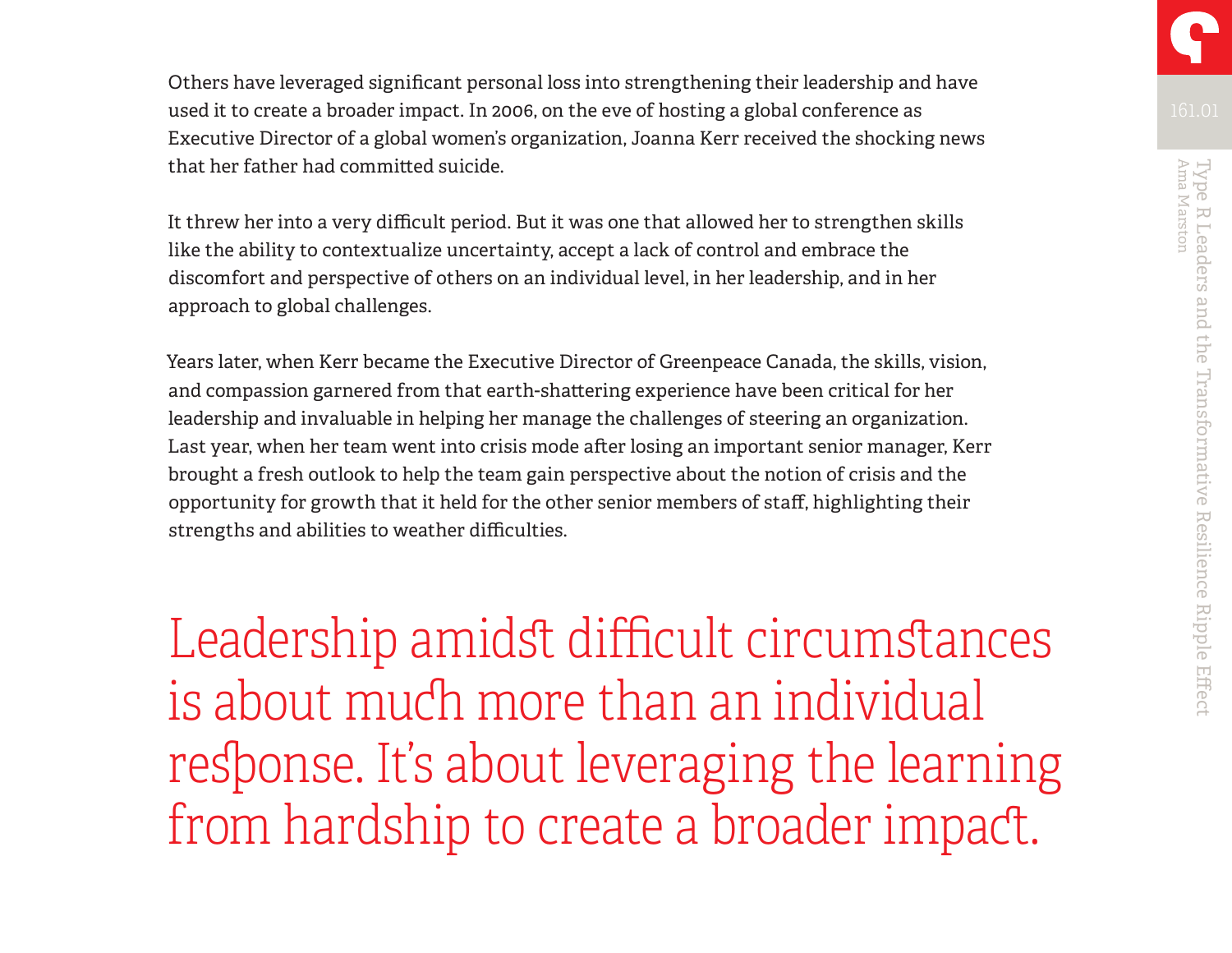Others have leveraged significant personal loss into strengthening their leadership and have used it to create a broader impact. In 2006, on the eve of hosting a global conference as Executive Director of a global women's organization, Joanna Kerr received the shocking news that her father had committed suicide.

It threw her into a very difficult period. But it was one that allowed her to strengthen skills like the ability to contextualize uncertainty, accept a lack of control and embrace the discomfort and perspective of others on an individual level, in her leadership, and in her approach to global challenges.

Years later, when Kerr became the Executive Director of Greenpeace Canada, the skills, vision, and compassion garnered from that earth-shattering experience have been critical for her leadership and invaluable in helping her manage the challenges of steering an organization. Last year, when her team went into crisis mode after losing an important senior manager, Kerr brought a fresh outlook to help the team gain perspective about the notion of crisis and the opportunity for growth that it held for the other senior members of staff, highlighting their strengths and abilities to weather difficulties.

> Leadership amidst difficult circumstances is about much more than an individual response. It's about leveraging the learning from hardship to create a broader impact.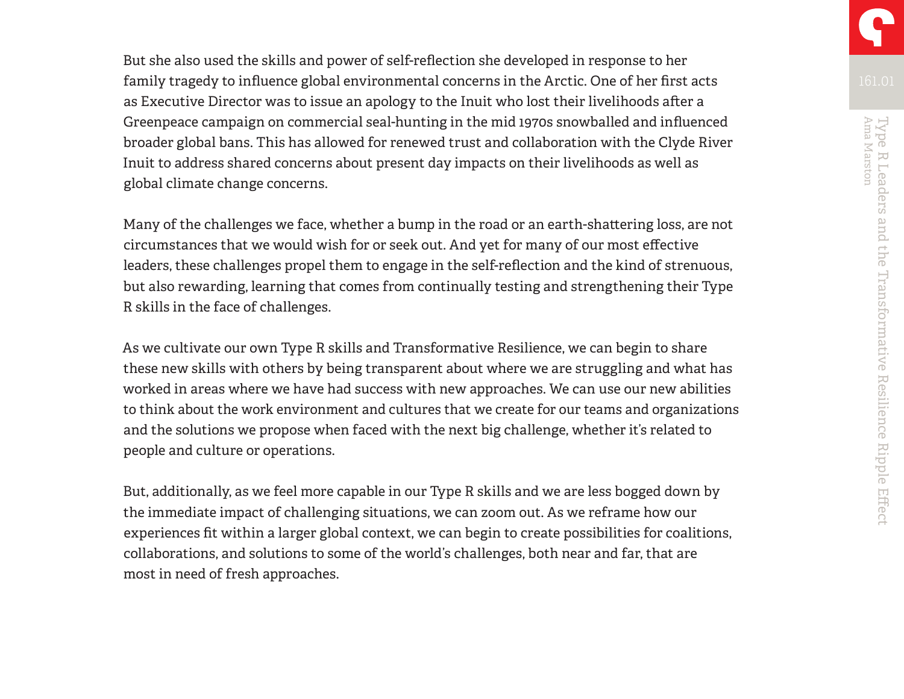But she also used the skills and power of self-reflection she developed in response to her family tragedy to influence global environmental concerns in the Arctic. One of her first acts as Executive Director was to issue an apology to the Inuit who lost their livelihoods after a Greenpeace campaign on commercial seal-hunting in the mid 1970s snowballed and influenced broader global bans. This has allowed for renewed trust and collaboration with the Clyde River Inuit to address shared concerns about present day impacts on their livelihoods as well as global climate change concerns.

Many of the challenges we face, whether a bump in the road or an earth-shattering loss, are not circumstances that we would wish for or seek out. And yet for many of our most effective leaders, these challenges propel them to engage in the self-reflection and the kind of strenuous, but also rewarding, learning that comes from continually testing and strengthening their Type R skills in the face of challenges.

As we cultivate our own Type R skills and Transformative Resilience, we can begin to share these new skills with others by being transparent about where we are struggling and what has worked in areas where we have had success with new approaches. We can use our new abilities to think about the work environment and cultures that we create for our teams and organizations and the solutions we propose when faced with the next big challenge, whether it's related to people and culture or operations.

But, additionally, as we feel more capable in our Type R skills and we are less bogged down by the immediate impact of challenging situations, we can zoom out. As we reframe how our experiences fit within a larger global context, we can begin to create possibilities for coalitions, collaborations, and solutions to some of the world's challenges, both near and far, that are most in need of fresh approaches.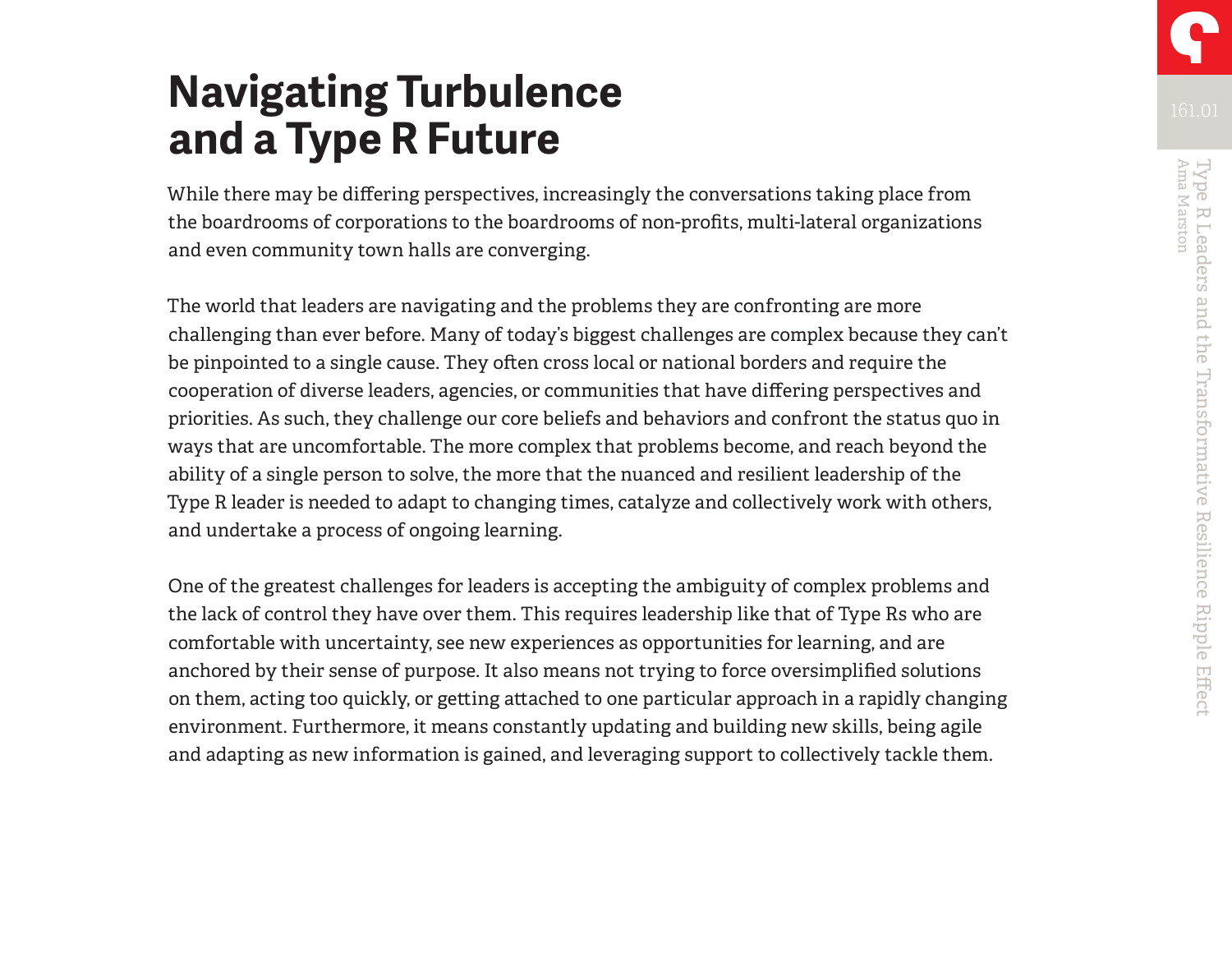# Navigating Turbulence and a Type R Future

While there may be differing perspectives, increasingly the conversations taking place from the boardrooms of corporations to the boardrooms of non-profits, multi-lateral organizations and even community town halls are converging.

The world that leaders are navigating and the problems they are confronting are more challenging than ever before. Many of today's biggest challenges are complex because they can't be pinpointed to a single cause. They often cross local or national borders and require the cooperation of diverse leaders, agencies, or communities that have differing perspectives and priorities. As such, they challenge our core beliefs and behaviors and confront the status quo in ways that are uncomfortable. The more complex that problems become, and reach beyond the ability of a single person to solve, the more that the nuanced and resilient leadership of the Type R leader is needed to adapt to changing times, catalyze and collectively work with others, and undertake a process of ongoing learning.

One of the greatest challenges for leaders is accepting the ambiguity of complex problems and the lack of control they have over them. This requires leadership like that of Type Rs who are comfortable with uncertainty, see new experiences as opportunities for learning, and are anchored by their sense of purpose. It also means not trying to force oversimplified solutions on them, acting too quickly, or getting attached to one particular approach in a rapidly changing environment. Furthermore, it means constantly updating and building new skills, being agile and adapting as new information is gained, and leveraging support to collectively tackle them.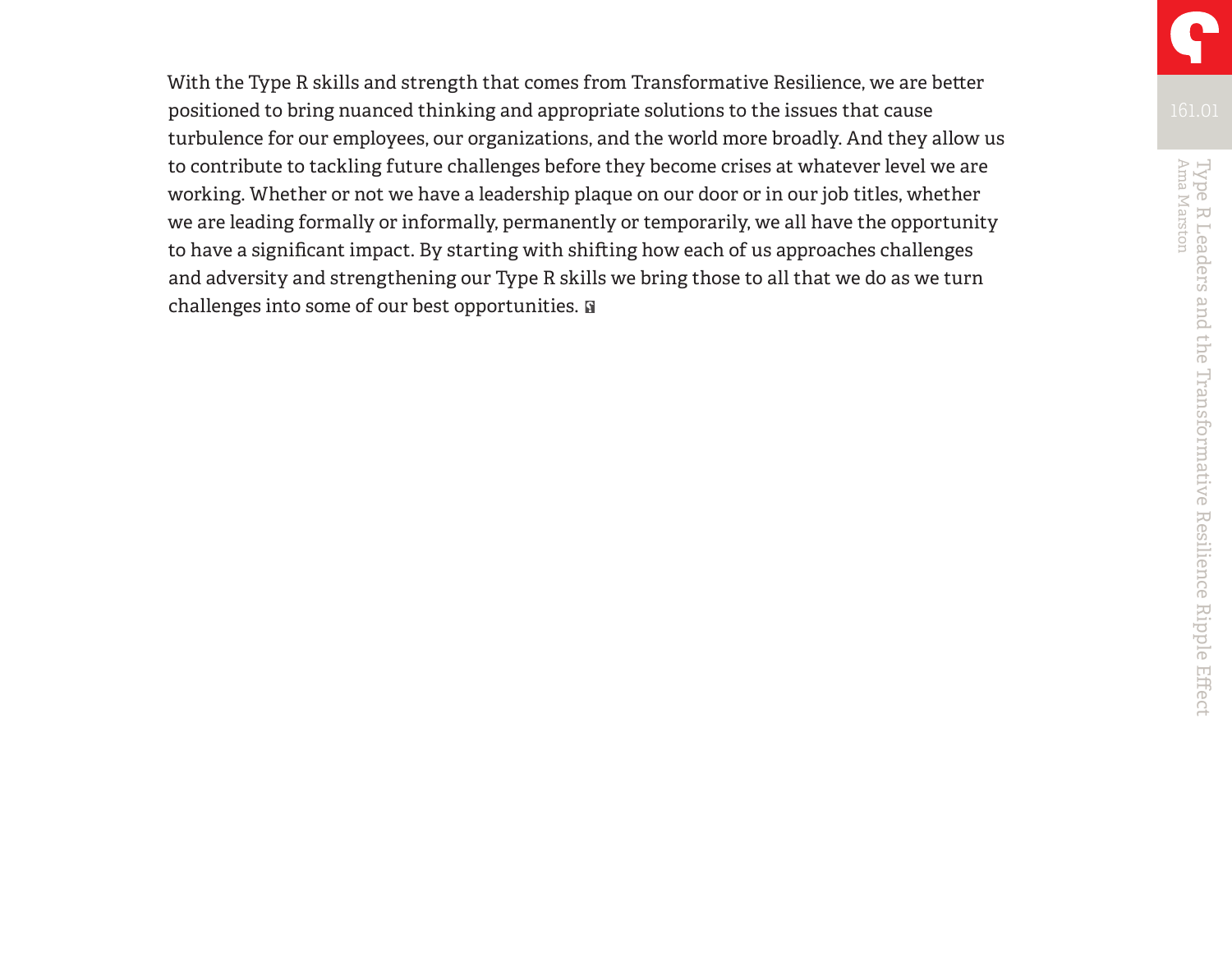With the Type R skills and strength that comes from Transformative Resilience, we are better positioned to bring nuanced thinking and appropriate solutions to the issues that cause turbulence for our employees, our organizations, and the world more broadly. And they allow us to contribute to tackling future challenges before they become crises at whatever level we are working. Whether or not we have a leadership plaque on our door or in our job titles, whether we are leading formally or informally, permanently or temporarily, we all have the opportunity to have a significant impact. By starting with shifting how each of us approaches challenges and adversity and strengthening our Type R skills we bring those to all that we do as we turn challenges into some of our best opportunities.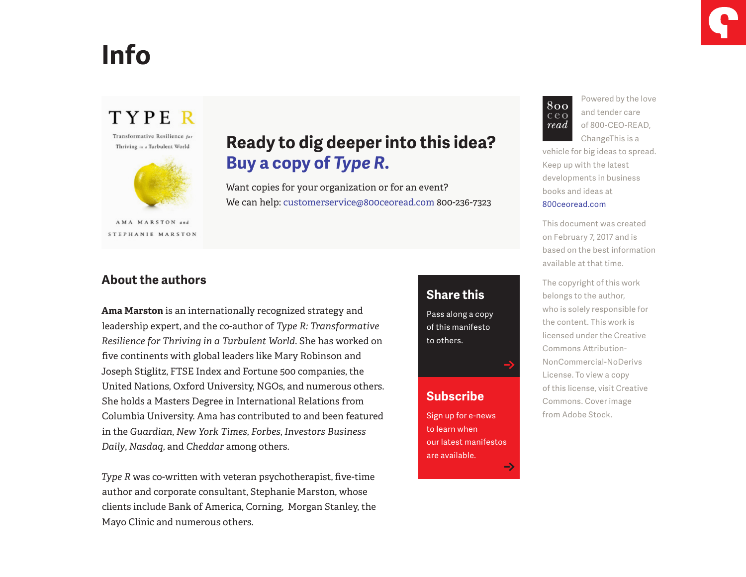# Info

TYPE R

Transformative Resilience *for* Thriving *in a* Turbulent World

AMA MARSTON *and* STEPHANIE MARSTON

## Ready to dig deeper into this idea? Buy a copy of *Type R*.

Want copies for your organization or for an event?
We can help: customerservice@800ceoread.com 800-236-7323

## About the authors

**Ama Marston** is an internationally recognized strategy and leadership expert, and the co-author of *Type R: Transformative Resilience for Thriving in a Turbulent World*. She has worked on five continents with global leaders like Mary Robinson and Joseph Stiglitz, FTSE Index and Fortune 500 companies, the United Nations, Oxford University, NGOs, and numerous others. She holds a Masters Degree in International Relations from Columbia University. Ama has contributed to and been featured in the *Guardian*, *New York Times*, *Forbes*, *Investors Business Daily*, *Nasdaq*, and *Cheddar* among others.

*Type R* was co-written with veteran psychotherapist, five-time author and corporate consultant, Stephanie Marston, whose clients include Bank of America, Corning, Morgan Stanley, the Mayo Clinic and numerous others.

### Share this

Pass along a copy of this manifesto to others.

### Subscribe

Sign up for e-news to learn when our latest manifestos are available.

800 ceo read

Powered by the love and tender care of 800-CEO-READ, ChangeThis is a vehicle for big ideas to spread. Keep up with the latest developments in business books and ideas at 800ceoread.com

This document was created on February 7, 2017 and is based on the best information available at that time.

The copyright of this work belongs to the author, who is solely responsible for the content. This work is licensed under the Creative Commons Attribution-NonCommercial-NoDerivs License. To view a copy of this license, visit Creative Commons. Cover image from Adobe Stock.